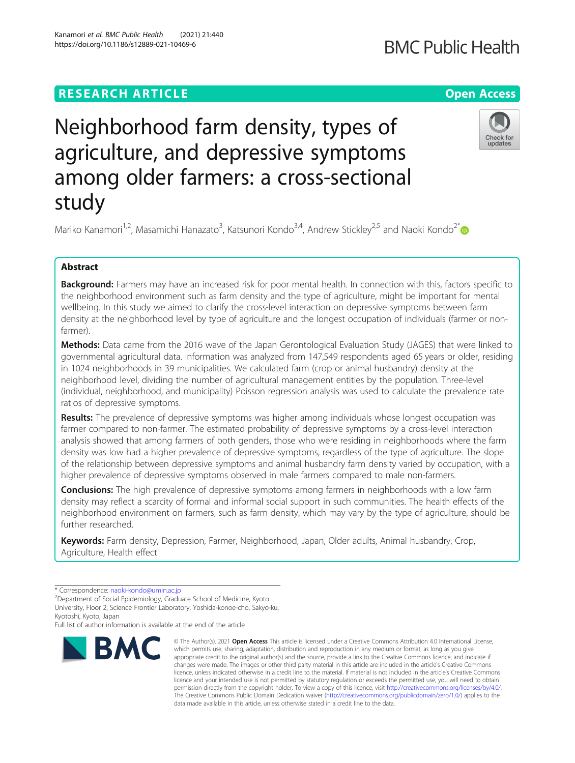RESEARCH ARTICLE

Open Access

# Neighborhood farm density, types of agriculture, and depressive symptoms among older farmers: a cross-sectional study

Mariko Kanamori[1,2], Masamichi Hanazato[3], Katsunori Kondo[3,4], Andrew Stickley[2,5] and Naoki Kondo[2*]

## Abstract

**Background:** Farmers may have an increased risk for poor mental health. In connection with this, factors specific to the neighborhood environment such as farm density and the type of agriculture, might be important for mental wellbeing. In this study we aimed to clarify the cross-level interaction on depressive symptoms between farm density at the neighborhood level by type of agriculture and the longest occupation of individuals (farmer or non-farmer).

**Methods:** Data came from the 2016 wave of the Japan Gerontological Evaluation Study (JAGES) that were linked to governmental agricultural data. Information was analyzed from 147,549 respondents aged 65 years or older, residing in 1024 neighborhoods in 39 municipalities. We calculated farm (crop or animal husbandry) density at the neighborhood level, dividing the number of agricultural management entities by the population. Three-level (individual, neighborhood, and municipality) Poisson regression analysis was used to calculate the prevalence rate ratios of depressive symptoms.

**Results:** The prevalence of depressive symptoms was higher among individuals whose longest occupation was farmer compared to non-farmer. The estimated probability of depressive symptoms by a cross-level interaction analysis showed that among farmers of both genders, those who were residing in neighborhoods where the farm density was low had a higher prevalence of depressive symptoms, regardless of the type of agriculture. The slope of the relationship between depressive symptoms and animal husbandry farm density varied by occupation, with a higher prevalence of depressive symptoms observed in male farmers compared to male non-farmers.

**Conclusions:** The high prevalence of depressive symptoms among farmers in neighborhoods with a low farm density may reflect a scarcity of formal and informal social support in such communities. The health effects of the neighborhood environment on farmers, such as farm density, which may vary by the type of agriculture, should be further researched.

**Keywords:** Farm density, Depression, Farmer, Neighborhood, Japan, Older adults, Animal husbandry, Crop, Agriculture, Health effect

---

\* Correspondence: naoki-kondo@umin.ac.jp

[2]Department of Social Epidemiology, Graduate School of Medicine, Kyoto University, Floor 2, Science Frontier Laboratory, Yoshida-konoe-cho, Sakyo-ku, Kyotoshi, Kyoto, Japan

Full list of author information is available at the end of the article

© The Author(s). 2021 **Open Access** This article is licensed under a Creative Commons Attribution 4.0 International License, which permits use, sharing, adaptation, distribution and reproduction in any medium or format, as long as you give appropriate credit to the original author(s) and the source, provide a link to the Creative Commons licence, and indicate if changes were made. The images or other third party material in this article are included in the article's Creative Commons licence, unless indicated otherwise in a credit line to the material. If material is not included in the article's Creative Commons licence and your intended use is not permitted by statutory regulation or exceeds the permitted use, you will need to obtain permission directly from the copyright holder. To view a copy of this licence, visit http://creativecommons.org/licenses/by/4.0/. The Creative Commons Public Domain Dedication waiver (http://creativecommons.org/publicdomain/zero/1.0/) applies to the data made available in this article, unless otherwise stated in a credit line to the data.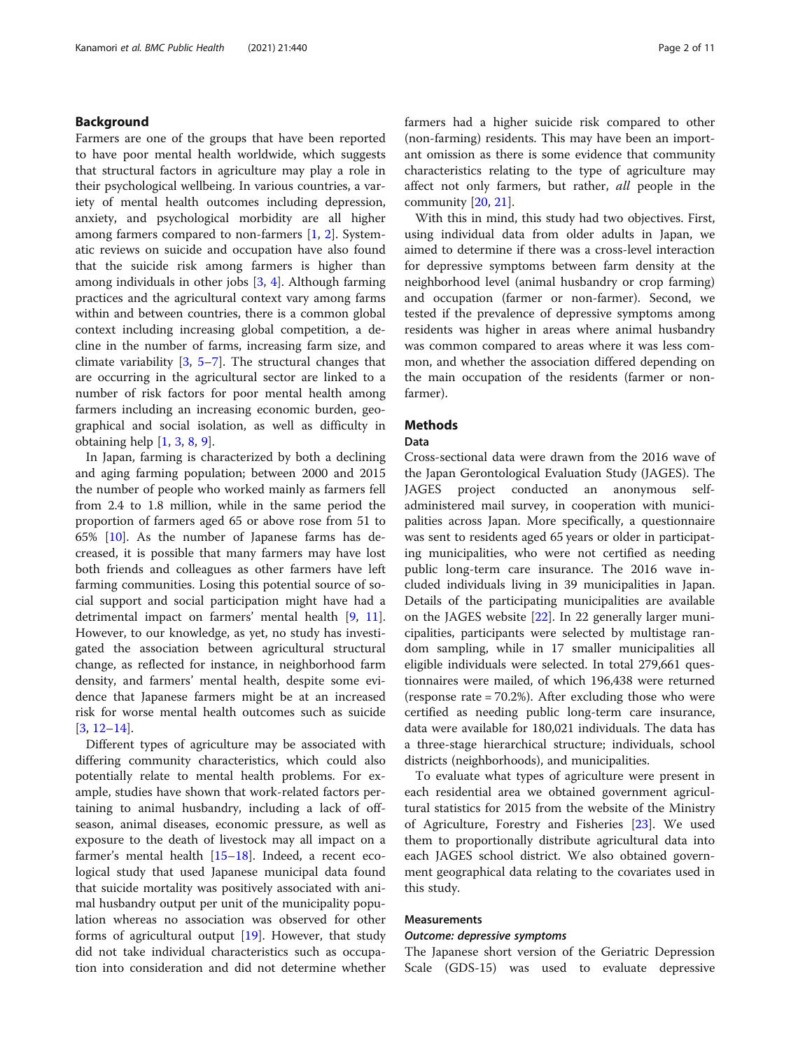## Background

Farmers are one of the groups that have been reported to have poor mental health worldwide, which suggests that structural factors in agriculture may play a role in their psychological wellbeing. In various countries, a variety of mental health outcomes including depression, anxiety, and psychological morbidity are all higher among farmers compared to non-farmers [1, 2]. Systematic reviews on suicide and occupation have also found that the suicide risk among farmers is higher than among individuals in other jobs [3, 4]. Although farming practices and the agricultural context vary among farms within and between countries, there is a common global context including increasing global competition, a decline in the number of farms, increasing farm size, and climate variability [3, 5–7]. The structural changes that are occurring in the agricultural sector are linked to a number of risk factors for poor mental health among farmers including an increasing economic burden, geographical and social isolation, as well as difficulty in obtaining help [1, 3, 8, 9].

In Japan, farming is characterized by both a declining and aging farming population; between 2000 and 2015 the number of people who worked mainly as farmers fell from 2.4 to 1.8 million, while in the same period the proportion of farmers aged 65 or above rose from 51 to 65% [10]. As the number of Japanese farms has decreased, it is possible that many farmers may have lost both friends and colleagues as other farmers have left farming communities. Losing this potential source of social support and social participation might have had a detrimental impact on farmers' mental health [9, 11]. However, to our knowledge, as yet, no study has investigated the association between agricultural structural change, as reflected for instance, in neighborhood farm density, and farmers' mental health, despite some evidence that Japanese farmers might be at an increased risk for worse mental health outcomes such as suicide [3, 12–14].

Different types of agriculture may be associated with differing community characteristics, which could also potentially relate to mental health problems. For example, studies have shown that work-related factors pertaining to animal husbandry, including a lack of off-season, animal diseases, economic pressure, as well as exposure to the death of livestock may all impact on a farmer's mental health [15–18]. Indeed, a recent ecological study that used Japanese municipal data found that suicide mortality was positively associated with animal husbandry output per unit of the municipality population whereas no association was observed for other forms of agricultural output [19]. However, that study did not take individual characteristics such as occupation into consideration and did not determine whether farmers had a higher suicide risk compared to other (non-farming) residents. This may have been an important omission as there is some evidence that community characteristics relating to the type of agriculture may affect not only farmers, but rather, *all* people in the community [20, 21].

With this in mind, this study had two objectives. First, using individual data from older adults in Japan, we aimed to determine if there was a cross-level interaction for depressive symptoms between farm density at the neighborhood level (animal husbandry or crop farming) and occupation (farmer or non-farmer). Second, we tested if the prevalence of depressive symptoms among residents was higher in areas where animal husbandry was common compared to areas where it was less common, and whether the association differed depending on the main occupation of the residents (farmer or non-farmer).

## Methods

### Data

Cross-sectional data were drawn from the 2016 wave of the Japan Gerontological Evaluation Study (JAGES). The JAGES project conducted an anonymous self-administered mail survey, in cooperation with municipalities across Japan. More specifically, a questionnaire was sent to residents aged 65 years or older in participating municipalities, who were not certified as needing public long-term care insurance. The 2016 wave included individuals living in 39 municipalities in Japan. Details of the participating municipalities are available on the JAGES website [22]. In 22 generally larger municipalities, participants were selected by multistage random sampling, while in 17 smaller municipalities all eligible individuals were selected. In total 279,661 questionnaires were mailed, of which 196,438 were returned (response rate = 70.2%). After excluding those who were certified as needing public long-term care insurance, data were available for 180,021 individuals. The data has a three-stage hierarchical structure; individuals, school districts (neighborhoods), and municipalities.

To evaluate what types of agriculture were present in each residential area we obtained government agricultural statistics for 2015 from the website of the Ministry of Agriculture, Forestry and Fisheries [23]. We used them to proportionally distribute agricultural data into each JAGES school district. We also obtained government geographical data relating to the covariates used in this study.

### Measurements

#### *Outcome: depressive symptoms*

The Japanese short version of the Geriatric Depression Scale (GDS-15) was used to evaluate depressive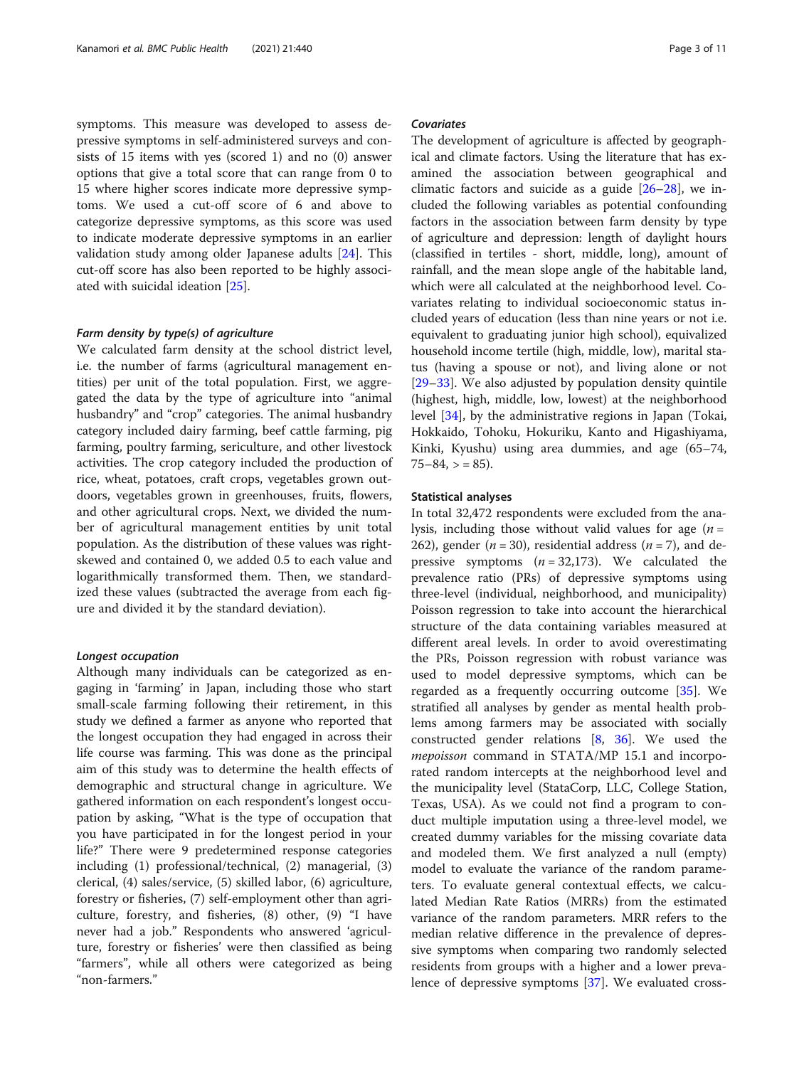symptoms. This measure was developed to assess depressive symptoms in self-administered surveys and consists of 15 items with yes (scored 1) and no (0) answer options that give a total score that can range from 0 to 15 where higher scores indicate more depressive symptoms. We used a cut-off score of 6 and above to categorize depressive symptoms, as this score was used to indicate moderate depressive symptoms in an earlier validation study among older Japanese adults [24]. This cut-off score has also been reported to be highly associated with suicidal ideation [25].

#### *Farm density by type(s) of agriculture*

We calculated farm density at the school district level, i.e. the number of farms (agricultural management entities) per unit of the total population. First, we aggregated the data by the type of agriculture into "animal husbandry" and "crop" categories. The animal husbandry category included dairy farming, beef cattle farming, pig farming, poultry farming, sericulture, and other livestock activities. The crop category included the production of rice, wheat, potatoes, craft crops, vegetables grown outdoors, vegetables grown in greenhouses, fruits, flowers, and other agricultural crops. Next, we divided the number of agricultural management entities by unit total population. As the distribution of these values was right-skewed and contained 0, we added 0.5 to each value and logarithmically transformed them. Then, we standardized these values (subtracted the average from each figure and divided it by the standard deviation).

#### *Longest occupation*

Although many individuals can be categorized as engaging in 'farming' in Japan, including those who start small-scale farming following their retirement, in this study we defined a farmer as anyone who reported that the longest occupation they had engaged in across their life course was farming. This was done as the principal aim of this study was to determine the health effects of demographic and structural change in agriculture. We gathered information on each respondent's longest occupation by asking, "What is the type of occupation that you have participated in for the longest period in your life?" There were 9 predetermined response categories including (1) professional/technical, (2) managerial, (3) clerical, (4) sales/service, (5) skilled labor, (6) agriculture, forestry or fisheries, (7) self-employment other than agriculture, forestry, and fisheries, (8) other, (9) "I have never had a job." Respondents who answered 'agriculture, forestry or fisheries' were then classified as being "farmers", while all others were categorized as being "non-farmers."

#### *Covariates*

The development of agriculture is affected by geographical and climate factors. Using the literature that has examined the association between geographical and climatic factors and suicide as a guide [26–28], we included the following variables as potential confounding factors in the association between farm density by type of agriculture and depression: length of daylight hours (classified in tertiles - short, middle, long), amount of rainfall, and the mean slope angle of the habitable land, which were all calculated at the neighborhood level. Covariates relating to individual socioeconomic status included years of education (less than nine years or not i.e. equivalent to graduating junior high school), equivalized household income tertile (high, middle, low), marital status (having a spouse or not), and living alone or not [29–33]. We also adjusted by population density quintile (highest, high, middle, low, lowest) at the neighborhood level [34], by the administrative regions in Japan (Tokai, Hokkaido, Tohoku, Hokuriku, Kanto and Higashiyama, Kinki, Kyushu) using area dummies, and age (65–74, 75–84, > = 85).

#### Statistical analyses

In total 32,472 respondents were excluded from the analysis, including those without valid values for age ($n$ = 262), gender ($n$ = 30), residential address ($n$ = 7), and depressive symptoms ($n$ = 32,173). We calculated the prevalence ratio (PRs) of depressive symptoms using three-level (individual, neighborhood, and municipality) Poisson regression to take into account the hierarchical structure of the data containing variables measured at different areal levels. In order to avoid overestimating the PRs, Poisson regression with robust variance was used to model depressive symptoms, which can be regarded as a frequently occurring outcome [35]. We stratified all analyses by gender as mental health problems among farmers may be associated with socially constructed gender relations [8, 36]. We used the *mepoisson* command in STATA/MP 15.1 and incorporated random intercepts at the neighborhood level and the municipality level (StataCorp, LLC, College Station, Texas, USA). As we could not find a program to conduct multiple imputation using a three-level model, we created dummy variables for the missing covariate data and modeled them. We first analyzed a null (empty) model to evaluate the variance of the random parameters. To evaluate general contextual effects, we calculated Median Rate Ratios (MRRs) from the estimated variance of the random parameters. MRR refers to the median relative difference in the prevalence of depressive symptoms when comparing two randomly selected residents from groups with a higher and a lower prevalence of depressive symptoms [37]. We evaluated cross-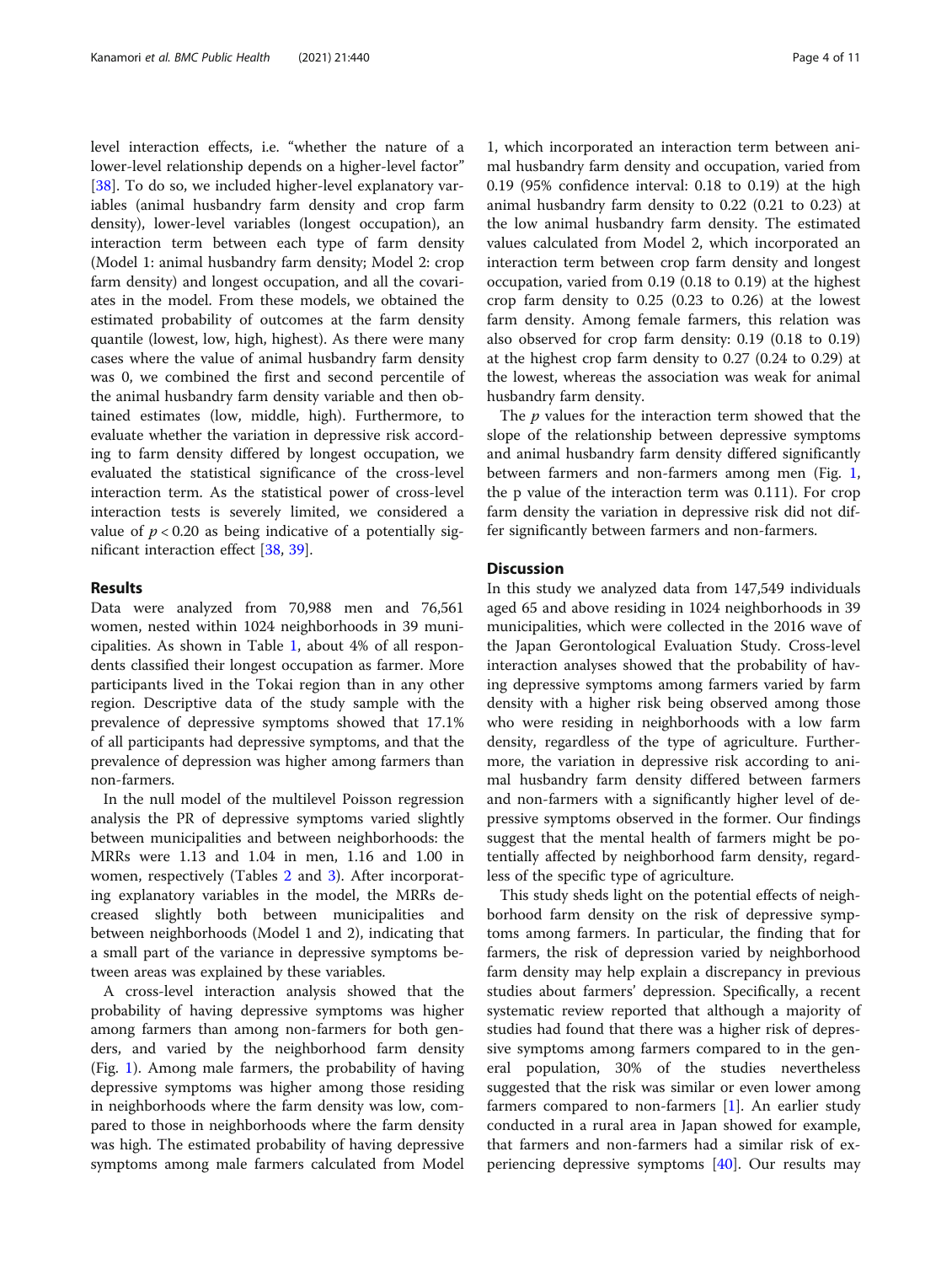level interaction effects, i.e. "whether the nature of a lower-level relationship depends on a higher-level factor" [38]. To do so, we included higher-level explanatory variables (animal husbandry farm density and crop farm density), lower-level variables (longest occupation), an interaction term between each type of farm density (Model 1: animal husbandry farm density; Model 2: crop farm density) and longest occupation, and all the covariates in the model. From these models, we obtained the estimated probability of outcomes at the farm density quantile (lowest, low, high, highest). As there were many cases where the value of animal husbandry farm density was 0, we combined the first and second percentile of the animal husbandry farm density variable and then obtained estimates (low, middle, high). Furthermore, to evaluate whether the variation in depressive risk according to farm density differed by longest occupation, we evaluated the statistical significance of the cross-level interaction term. As the statistical power of cross-level interaction tests is severely limited, we considered a value of $p < 0.20$ as being indicative of a potentially significant interaction effect [38, 39].

## Results

Data were analyzed from 70,988 men and 76,561 women, nested within 1024 neighborhoods in 39 municipalities. As shown in Table 1, about 4% of all respondents classified their longest occupation as farmer. More participants lived in the Tokai region than in any other region. Descriptive data of the study sample with the prevalence of depressive symptoms showed that 17.1% of all participants had depressive symptoms, and that the prevalence of depression was higher among farmers than non-farmers.

In the null model of the multilevel Poisson regression analysis the PR of depressive symptoms varied slightly between municipalities and between neighborhoods: the MRRs were 1.13 and 1.04 in men, 1.16 and 1.00 in women, respectively (Tables 2 and 3). After incorporating explanatory variables in the model, the MRRs decreased slightly both between municipalities and between neighborhoods (Model 1 and 2), indicating that a small part of the variance in depressive symptoms between areas was explained by these variables.

A cross-level interaction analysis showed that the probability of having depressive symptoms was higher among farmers than among non-farmers for both genders, and varied by the neighborhood farm density (Fig. 1). Among male farmers, the probability of having depressive symptoms was higher among those residing in neighborhoods where the farm density was low, compared to those in neighborhoods where the farm density was high. The estimated probability of having depressive symptoms among male farmers calculated from Model 1, which incorporated an interaction term between animal husbandry farm density and occupation, varied from 0.19 (95% confidence interval: 0.18 to 0.19) at the high animal husbandry farm density to 0.22 (0.21 to 0.23) at the low animal husbandry farm density. The estimated values calculated from Model 2, which incorporated an interaction term between crop farm density and longest occupation, varied from 0.19 (0.18 to 0.19) at the highest crop farm density to 0.25 (0.23 to 0.26) at the lowest farm density. Among female farmers, this relation was also observed for crop farm density: 0.19 (0.18 to 0.19) at the highest crop farm density to 0.27 (0.24 to 0.29) at the lowest, whereas the association was weak for animal husbandry farm density.

The $p$ values for the interaction term showed that the slope of the relationship between depressive symptoms and animal husbandry farm density differed significantly between farmers and non-farmers among men (Fig. 1, the p value of the interaction term was 0.111). For crop farm density the variation in depressive risk did not differ significantly between farmers and non-farmers.

## Discussion

In this study we analyzed data from 147,549 individuals aged 65 and above residing in 1024 neighborhoods in 39 municipalities, which were collected in the 2016 wave of the Japan Gerontological Evaluation Study. Cross-level interaction analyses showed that the probability of having depressive symptoms among farmers varied by farm density with a higher risk being observed among those who were residing in neighborhoods with a low farm density, regardless of the type of agriculture. Furthermore, the variation in depressive risk according to animal husbandry farm density differed between farmers and non-farmers with a significantly higher level of depressive symptoms observed in the former. Our findings suggest that the mental health of farmers might be potentially affected by neighborhood farm density, regardless of the specific type of agriculture.

This study sheds light on the potential effects of neighborhood farm density on the risk of depressive symptoms among farmers. In particular, the finding that for farmers, the risk of depression varied by neighborhood farm density may help explain a discrepancy in previous studies about farmers' depression. Specifically, a recent systematic review reported that although a majority of studies had found that there was a higher risk of depressive symptoms among farmers compared to in the general population, 30% of the studies nevertheless suggested that the risk was similar or even lower among farmers compared to non-farmers [1]. An earlier study conducted in a rural area in Japan showed for example, that farmers and non-farmers had a similar risk of experiencing depressive symptoms [40]. Our results may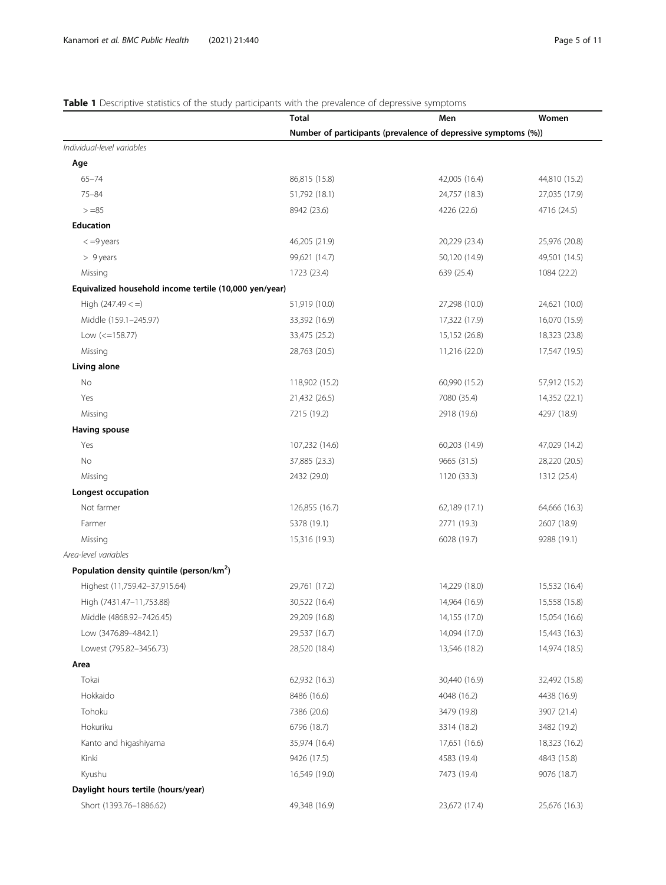**Table 1** Descriptive statistics of the study participants with the prevalence of depressive symptoms

| | Total | Men | Women |
|---|---|---|---|
| | Number of participants (prevalence of depressive symptoms (%)) | | |
| *Individual-level variables* | | | |
| **Age** | | | |
| 65–74 | 86,815 (15.8) | 42,005 (16.4) | 44,810 (15.2) |
| 75–84 | 51,792 (18.1) | 24,757 (18.3) | 27,035 (17.9) |
| > =85 | 8942 (23.6) | 4226 (22.6) | 4716 (24.5) |
| **Education** | | | |
| < =9 years | 46,205 (21.9) | 20,229 (23.4) | 25,976 (20.8) |
| > 9 years | 99,621 (14.7) | 50,120 (14.9) | 49,501 (14.5) |
| Missing | 1723 (23.4) | 639 (25.4) | 1084 (22.2) |
| **Equivalized household income tertile (10,000 yen/year)** | | | |
| High (247.49 < =) | 51,919 (10.0) | 27,298 (10.0) | 24,621 (10.0) |
| Middle (159.1–245.97) | 33,392 (16.9) | 17,322 (17.9) | 16,070 (15.9) |
| Low (<=158.77) | 33,475 (25.2) | 15,152 (26.8) | 18,323 (23.8) |
| Missing | 28,763 (20.5) | 11,216 (22.0) | 17,547 (19.5) |
| **Living alone** | | | |
| No | 118,902 (15.2) | 60,990 (15.2) | 57,912 (15.2) |
| Yes | 21,432 (26.5) | 7080 (35.4) | 14,352 (22.1) |
| Missing | 7215 (19.2) | 2918 (19.6) | 4297 (18.9) |
| **Having spouse** | | | |
| Yes | 107,232 (14.6) | 60,203 (14.9) | 47,029 (14.2) |
| No | 37,885 (23.3) | 9665 (31.5) | 28,220 (20.5) |
| Missing | 2432 (29.0) | 1120 (33.3) | 1312 (25.4) |
| **Longest occupation** | | | |
| Not farmer | 126,855 (16.7) | 62,189 (17.1) | 64,666 (16.3) |
| Farmer | 5378 (19.1) | 2771 (19.3) | 2607 (18.9) |
| Missing | 15,316 (19.3) | 6028 (19.7) | 9288 (19.1) |
| *Area-level variables* | | | |
| **Population density quintile (person/km$^2$)** | | | |
| Highest (11,759.42–37,915.64) | 29,761 (17.2) | 14,229 (18.0) | 15,532 (16.4) |
| High (7431.47–11,753.88) | 30,522 (16.4) | 14,964 (16.9) | 15,558 (15.8) |
| Middle (4868.92–7426.45) | 29,209 (16.8) | 14,155 (17.0) | 15,054 (16.6) |
| Low (3476.89–4842.1) | 29,537 (16.7) | 14,094 (17.0) | 15,443 (16.3) |
| Lowest (795.82–3456.73) | 28,520 (18.4) | 13,546 (18.2) | 14,974 (18.5) |
| **Area** | | | |
| Tokai | 62,932 (16.3) | 30,440 (16.9) | 32,492 (15.8) |
| Hokkaido | 8486 (16.6) | 4048 (16.2) | 4438 (16.9) |
| Tohoku | 7386 (20.6) | 3479 (19.8) | 3907 (21.4) |
| Hokuriku | 6796 (18.7) | 3314 (18.2) | 3482 (19.2) |
| Kanto and higashiyama | 35,974 (16.4) | 17,651 (16.6) | 18,323 (16.2) |
| Kinki | 9426 (17.5) | 4583 (19.4) | 4843 (15.8) |
| Kyushu | 16,549 (19.0) | 7473 (19.4) | 9076 (18.7) |
| **Daylight hours tertile (hours/year)** | | | |
| Short (1393.76–1886.62) | 49,348 (16.9) | 23,672 (17.4) | 25,676 (16.3) |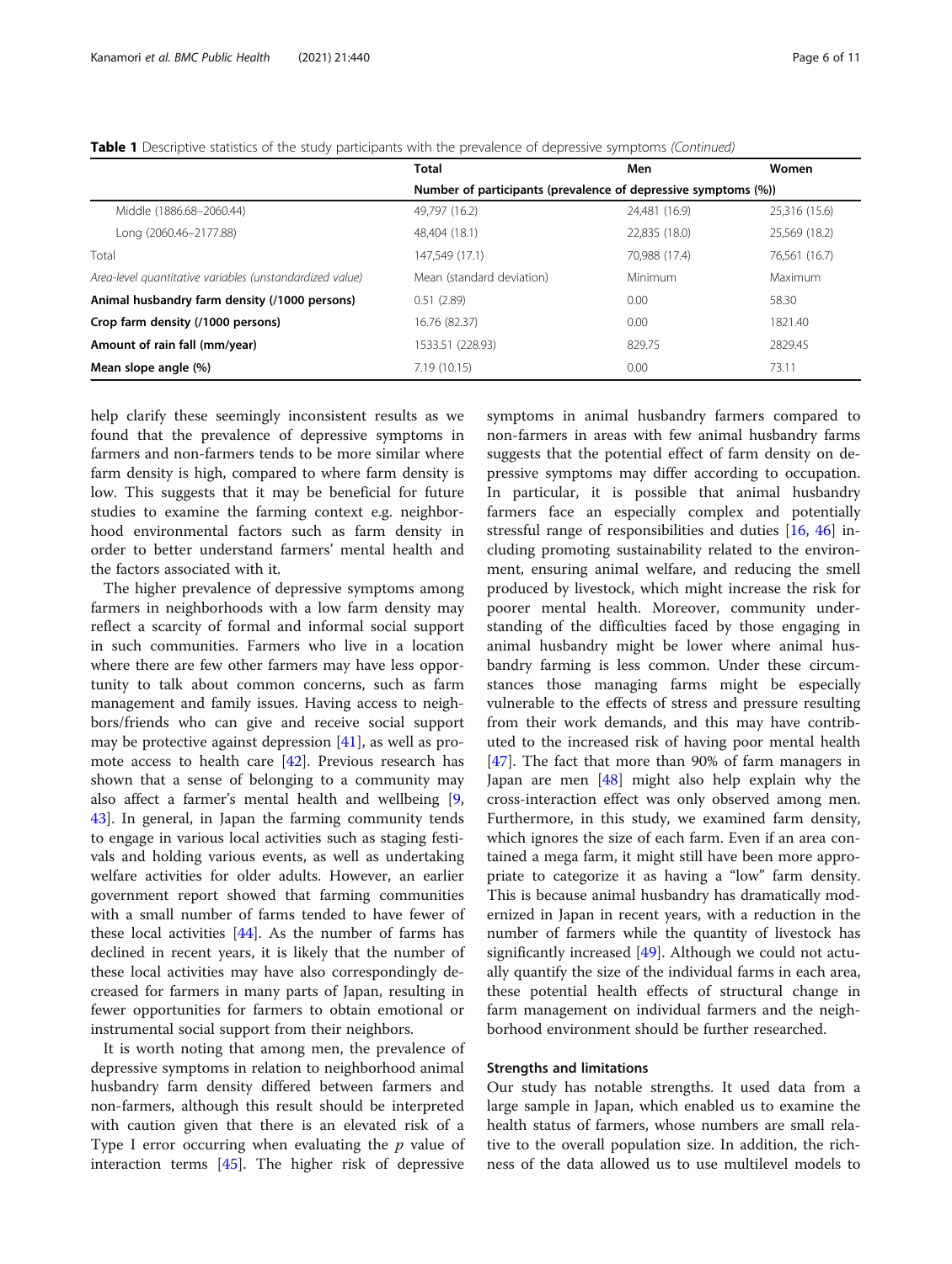**Table 1** Descriptive statistics of the study participants with the prevalence of depressive symptoms *(Continued)*

| | Total | Men | Women |
|---|---|---|---|
| | Number of participants (prevalence of depressive symptoms (%)) | | |
| Middle (1886.68–2060.44) | 49,797 (16.2) | 24,481 (16.9) | 25,316 (15.6) |
| Long (2060.46–2177.88) | 48,404 (18.1) | 22,835 (18.0) | 25,569 (18.2) |
| Total | 147,549 (17.1) | 70,988 (17.4) | 76,561 (16.7) |
| *Area-level quantitative variables (unstandardized value)* | Mean (standard deviation) | Minimum | Maximum |
| **Animal husbandry farm density (/1000 persons)** | 0.51 (2.89) | 0.00 | 58.30 |
| **Crop farm density (/1000 persons)** | 16.76 (82.37) | 0.00 | 1821.40 |
| **Amount of rain fall (mm/year)** | 1533.51 (228.93) | 829.75 | 2829.45 |
| **Mean slope angle (%)** | 7.19 (10.15) | 0.00 | 73.11 |

help clarify these seemingly inconsistent results as we found that the prevalence of depressive symptoms in farmers and non-farmers tends to be more similar where farm density is high, compared to where farm density is low. This suggests that it may be beneficial for future studies to examine the farming context e.g. neighborhood environmental factors such as farm density in order to better understand farmers' mental health and the factors associated with it.

The higher prevalence of depressive symptoms among farmers in neighborhoods with a low farm density may reflect a scarcity of formal and informal social support in such communities. Farmers who live in a location where there are few other farmers may have less opportunity to talk about common concerns, such as farm management and family issues. Having access to neighbors/friends who can give and receive social support may be protective against depression [41], as well as promote access to health care [42]. Previous research has shown that a sense of belonging to a community may also affect a farmer's mental health and wellbeing [9, 43]. In general, in Japan the farming community tends to engage in various local activities such as staging festivals and holding various events, as well as undertaking welfare activities for older adults. However, an earlier government report showed that farming communities with a small number of farms tended to have fewer of these local activities [44]. As the number of farms has declined in recent years, it is likely that the number of these local activities may have also correspondingly decreased for farmers in many parts of Japan, resulting in fewer opportunities for farmers to obtain emotional or instrumental social support from their neighbors.

It is worth noting that among men, the prevalence of depressive symptoms in relation to neighborhood animal husbandry farm density differed between farmers and non-farmers, although this result should be interpreted with caution given that there is an elevated risk of a Type I error occurring when evaluating the $p$ value of interaction terms [45]. The higher risk of depressive symptoms in animal husbandry farmers compared to non-farmers in areas with few animal husbandry farms suggests that the potential effect of farm density on depressive symptoms may differ according to occupation. In particular, it is possible that animal husbandry farmers face an especially complex and potentially stressful range of responsibilities and duties [16, 46] including promoting sustainability related to the environment, ensuring animal welfare, and reducing the smell produced by livestock, which might increase the risk for poorer mental health. Moreover, community understanding of the difficulties faced by those engaging in animal husbandry might be lower where animal husbandry farming is less common. Under these circumstances those managing farms might be especially vulnerable to the effects of stress and pressure resulting from their work demands, and this may have contributed to the increased risk of having poor mental health [47]. The fact that more than 90% of farm managers in Japan are men [48] might also help explain why the cross-interaction effect was only observed among men. Furthermore, in this study, we examined farm density, which ignores the size of each farm. Even if an area contained a mega farm, it might still have been more appropriate to categorize it as having a "low" farm density. This is because animal husbandry has dramatically modernized in Japan in recent years, with a reduction in the number of farmers while the quantity of livestock has significantly increased [49]. Although we could not actually quantify the size of the individual farms in each area, these potential health effects of structural change in farm management on individual farmers and the neighborhood environment should be further researched.

### Strengths and limitations

Our study has notable strengths. It used data from a large sample in Japan, which enabled us to examine the health status of farmers, whose numbers are small relative to the overall population size. In addition, the richness of the data allowed us to use multilevel models to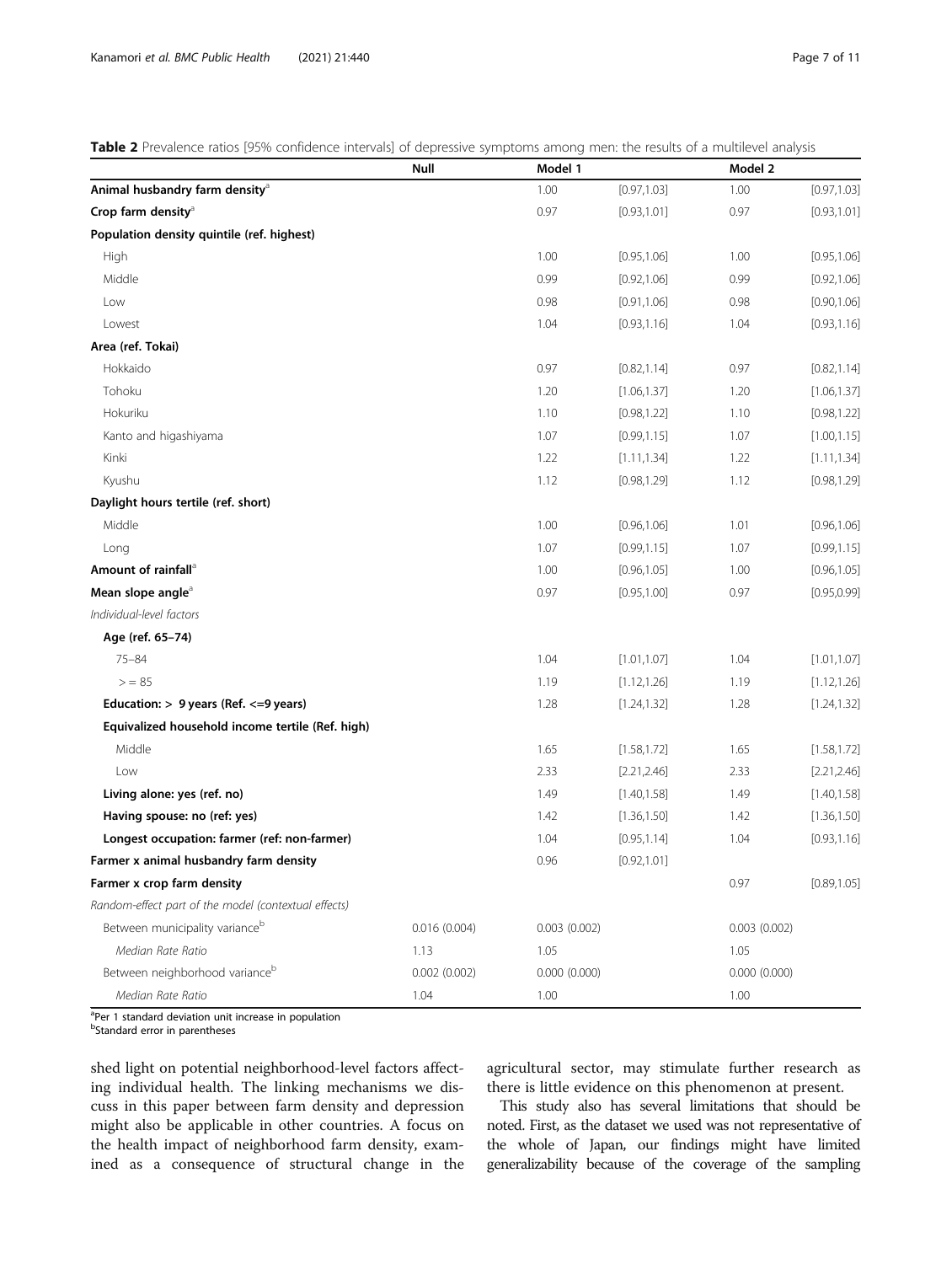**Table 2** Prevalence ratios [95% confidence intervals] of depressive symptoms among men: the results of a multilevel analysis

| | Null | Model 1 | | Model 2 | |
|---|---|---|---|---|---|
| **Animal husbandry farm density**[a] | | 1.00 | [0.97,1.03] | 1.00 | [0.97,1.03] |
| **Crop farm density**[a] | | 0.97 | [0.93,1.01] | 0.97 | [0.93,1.01] |
| **Population density quintile (ref. highest)** | | | | | |
| High | | 1.00 | [0.95,1.06] | 1.00 | [0.95,1.06] |
| Middle | | 0.99 | [0.92,1.06] | 0.99 | [0.92,1.06] |
| Low | | 0.98 | [0.91,1.06] | 0.98 | [0.90,1.06] |
| Lowest | | 1.04 | [0.93,1.16] | 1.04 | [0.93,1.16] |
| **Area (ref. Tokai)** | | | | | |
| Hokkaido | | 0.97 | [0.82,1.14] | 0.97 | [0.82,1.14] |
| Tohoku | | 1.20 | [1.06,1.37] | 1.20 | [1.06,1.37] |
| Hokuriku | | 1.10 | [0.98,1.22] | 1.10 | [0.98,1.22] |
| Kanto and higashiyama | | 1.07 | [0.99,1.15] | 1.07 | [1.00,1.15] |
| Kinki | | 1.22 | [1.11,1.34] | 1.22 | [1.11,1.34] |
| Kyushu | | 1.12 | [0.98,1.29] | 1.12 | [0.98,1.29] |
| **Daylight hours tertile (ref. short)** | | | | | |
| Middle | | 1.00 | [0.96,1.06] | 1.01 | [0.96,1.06] |
| Long | | 1.07 | [0.99,1.15] | 1.07 | [0.99,1.15] |
| **Amount of rainfall**[a] | | 1.00 | [0.96,1.05] | 1.00 | [0.96,1.05] |
| **Mean slope angle**[a] | | 0.97 | [0.95,1.00] | 0.97 | [0.95,0.99] |
| *Individual-level factors* | | | | | |
| **Age (ref. 65–74)** | | | | | |
| 75–84 | | 1.04 | [1.01,1.07] | 1.04 | [1.01,1.07] |
| >= 85 | | 1.19 | [1.12,1.26] | 1.19 | [1.12,1.26] |
| **Education: > 9 years (Ref. <=9 years)** | | 1.28 | [1.24,1.32] | 1.28 | [1.24,1.32] |
| **Equivalized household income tertile (Ref. high)** | | | | | |
| Middle | | 1.65 | [1.58,1.72] | 1.65 | [1.58,1.72] |
| Low | | 2.33 | [2.21,2.46] | 2.33 | [2.21,2.46] |
| **Living alone: yes (ref. no)** | | 1.49 | [1.40,1.58] | 1.49 | [1.40,1.58] |
| **Having spouse: no (ref: yes)** | | 1.42 | [1.36,1.50] | 1.42 | [1.36,1.50] |
| **Longest occupation: farmer (ref: non-farmer)** | | 1.04 | [0.95,1.14] | 1.04 | [0.93,1.16] |
| **Farmer x animal husbandry farm density** | | 0.96 | [0.92,1.01] | | |
| **Farmer x crop farm density** | | | | 0.97 | [0.89,1.05] |
| *Random-effect part of the model (contextual effects)* | | | | | |
| Between municipality variance[b] | 0.016 (0.004) | 0.003 (0.002) | | 0.003 (0.002) | |
| *Median Rate Ratio* | 1.13 | 1.05 | | 1.05 | |
| Between neighborhood variance[b] | 0.002 (0.002) | 0.000 (0.000) | | 0.000 (0.000) | |
| *Median Rate Ratio* | 1.04 | 1.00 | | 1.00 | |

[a]Per 1 standard deviation unit increase in population
[b]Standard error in parentheses

shed light on potential neighborhood-level factors affecting individual health. The linking mechanisms we discuss in this paper between farm density and depression might also be applicable in other countries. A focus on the health impact of neighborhood farm density, examined as a consequence of structural change in the agricultural sector, may stimulate further research as there is little evidence on this phenomenon at present.

This study also has several limitations that should be noted. First, as the dataset we used was not representative of the whole of Japan, our findings might have limited generalizability because of the coverage of the sampling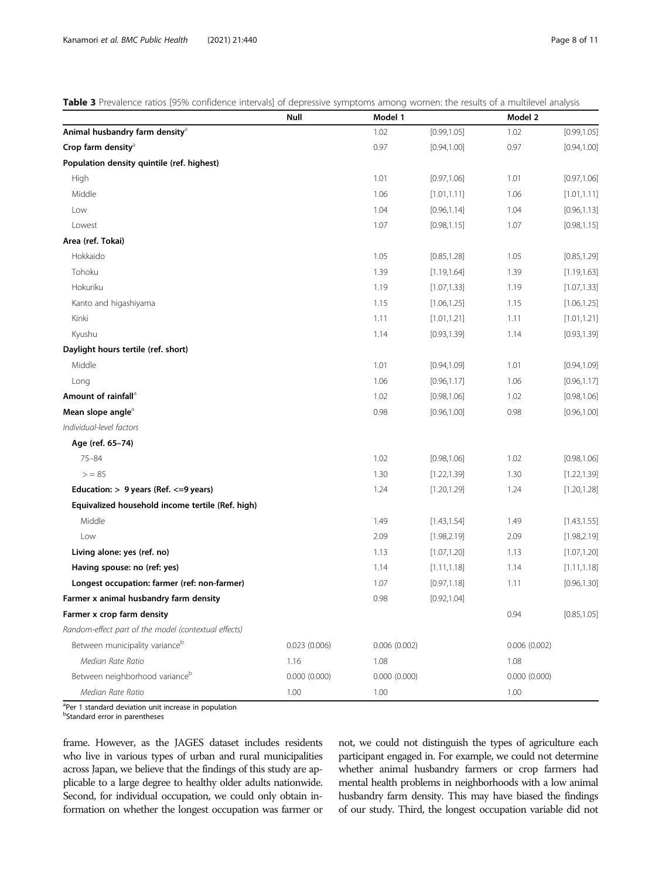**Table 3** Prevalence ratios [95% confidence intervals] of depressive symptoms among women: the results of a multilevel analysis

| | Null | Model 1 | | Model 2 | |
|---|---|---|---|---|---|
| **Animal husbandry farm density**[a] | | 1.02 | [0.99,1.05] | 1.02 | [0.99,1.05] |
| **Crop farm density**[a] | | 0.97 | [0.94,1.00] | 0.97 | [0.94,1.00] |
| **Population density quintile (ref. highest)** | | | | | |
| High | | 1.01 | [0.97,1.06] | 1.01 | [0.97,1.06] |
| Middle | | 1.06 | [1.01,1.11] | 1.06 | [1.01,1.11] |
| Low | | 1.04 | [0.96,1.14] | 1.04 | [0.96,1.13] |
| Lowest | | 1.07 | [0.98,1.15] | 1.07 | [0.98,1.15] |
| **Area (ref. Tokai)** | | | | | |
| Hokkaido | | 1.05 | [0.85,1.28] | 1.05 | [0.85,1.29] |
| Tohoku | | 1.39 | [1.19,1.64] | 1.39 | [1.19,1.63] |
| Hokuriku | | 1.19 | [1.07,1.33] | 1.19 | [1.07,1.33] |
| Kanto and higashiyama | | 1.15 | [1.06,1.25] | 1.15 | [1.06,1.25] |
| Kinki | | 1.11 | [1.01,1.21] | 1.11 | [1.01,1.21] |
| Kyushu | | 1.14 | [0.93,1.39] | 1.14 | [0.93,1.39] |
| **Daylight hours tertile (ref. short)** | | | | | |
| Middle | | 1.01 | [0.94,1.09] | 1.01 | [0.94,1.09] |
| Long | | 1.06 | [0.96,1.17] | 1.06 | [0.96,1.17] |
| **Amount of rainfall**[a] | | 1.02 | [0.98,1.06] | 1.02 | [0.98,1.06] |
| **Mean slope angle**[a] | | 0.98 | [0.96,1.00] | 0.98 | [0.96,1.00] |
| *Individual-level factors* | | | | | |
| **Age (ref. 65–74)** | | | | | |
| 75–84 | | 1.02 | [0.98,1.06] | 1.02 | [0.98,1.06] |
| >= 85 | | 1.30 | [1.22,1.39] | 1.30 | [1.22,1.39] |
| **Education: > 9 years (Ref. <=9 years)** | | 1.24 | [1.20,1.29] | 1.24 | [1.20,1.28] |
| **Equivalized household income tertile (Ref. high)** | | | | | |
| Middle | | 1.49 | [1.43,1.54] | 1.49 | [1.43,1.55] |
| Low | | 2.09 | [1.98,2.19] | 2.09 | [1.98,2.19] |
| **Living alone: yes (ref. no)** | | 1.13 | [1.07,1.20] | 1.13 | [1.07,1.20] |
| **Having spouse: no (ref: yes)** | | 1.14 | [1.11,1.18] | 1.14 | [1.11,1.18] |
| **Longest occupation: farmer (ref: non-farmer)** | | 1.07 | [0.97,1.18] | 1.11 | [0.96,1.30] |
| **Farmer x animal husbandry farm density** | | 0.98 | [0.92,1.04] | | |
| **Farmer x crop farm density** | | | | 0.94 | [0.85,1.05] |
| *Random-effect part of the model (contextual effects)* | | | | | |
| Between municipality variance[b] | 0.023 (0.006) | 0.006 (0.002) | | 0.006 (0.002) | |
| *Median Rate Ratio* | 1.16 | 1.08 | | 1.08 | |
| Between neighborhood variance[b] | 0.000 (0.000) | 0.000 (0.000) | | 0.000 (0.000) | |
| *Median Rate Ratio* | 1.00 | 1.00 | | 1.00 | |

[a]Per 1 standard deviation unit increase in population
[b]Standard error in parentheses

frame. However, as the JAGES dataset includes residents who live in various types of urban and rural municipalities across Japan, we believe that the findings of this study are applicable to a large degree to healthy older adults nationwide. Second, for individual occupation, we could only obtain information on whether the longest occupation was farmer or not, we could not distinguish the types of agriculture each participant engaged in. For example, we could not determine whether animal husbandry farmers or crop farmers had mental health problems in neighborhoods with a low animal husbandry farm density. This may have biased the findings of our study. Third, the longest occupation variable did not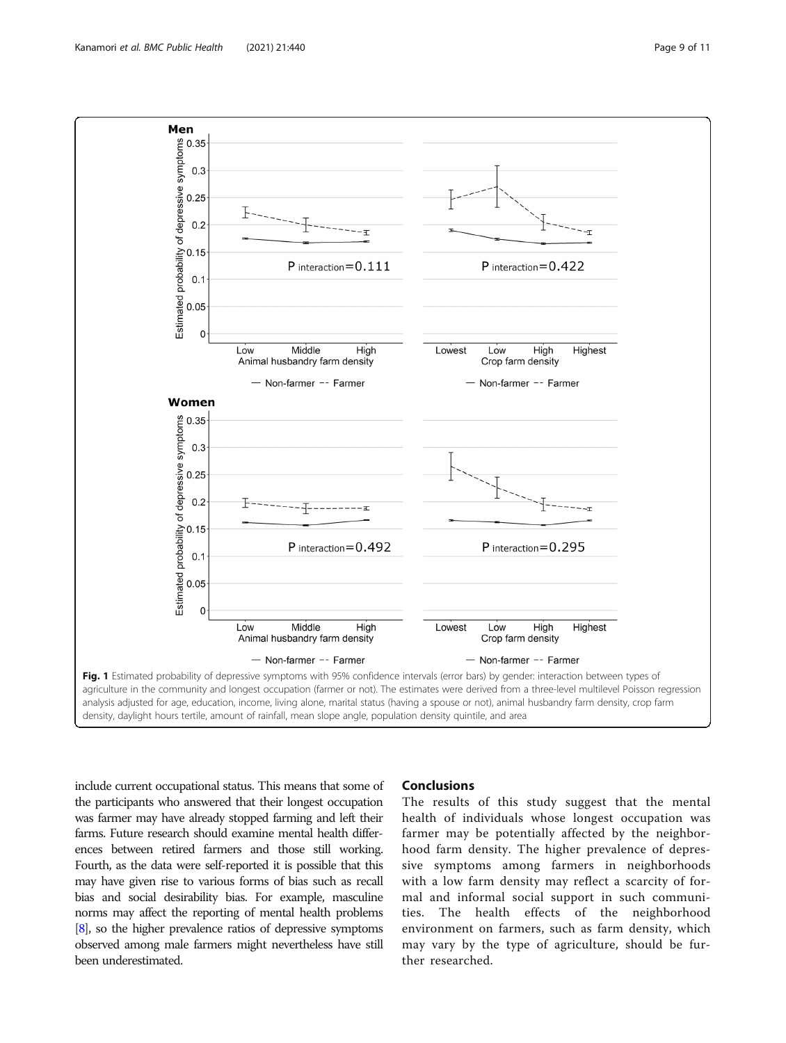**Fig. 1** Estimated probability of depressive symptoms with 95% confidence intervals (error bars) by gender: interaction between types of agriculture in the community and longest occupation (farmer or not). The estimates were derived from a three-level multilevel Poisson regression analysis adjusted for age, education, income, living alone, marital status (having a spouse or not), animal husbandry farm density, crop farm density, daylight hours tertile, amount of rainfall, mean slope angle, population density quintile, and area

include current occupational status. This means that some of the participants who answered that their longest occupation was farmer may have already stopped farming and left their farms. Future research should examine mental health differences between retired farmers and those still working. Fourth, as the data were self-reported it is possible that this may have given rise to various forms of bias such as recall bias and social desirability bias. For example, masculine norms may affect the reporting of mental health problems [8], so the higher prevalence ratios of depressive symptoms observed among male farmers might nevertheless have still been underestimated.

## Conclusions

The results of this study suggest that the mental health of individuals whose longest occupation was farmer may be potentially affected by the neighborhood farm density. The higher prevalence of depressive symptoms among farmers in neighborhoods with a low farm density may reflect a scarcity of formal and informal social support in such communities. The health effects of the neighborhood environment on farmers, such as farm density, which may vary by the type of agriculture, should be further researched.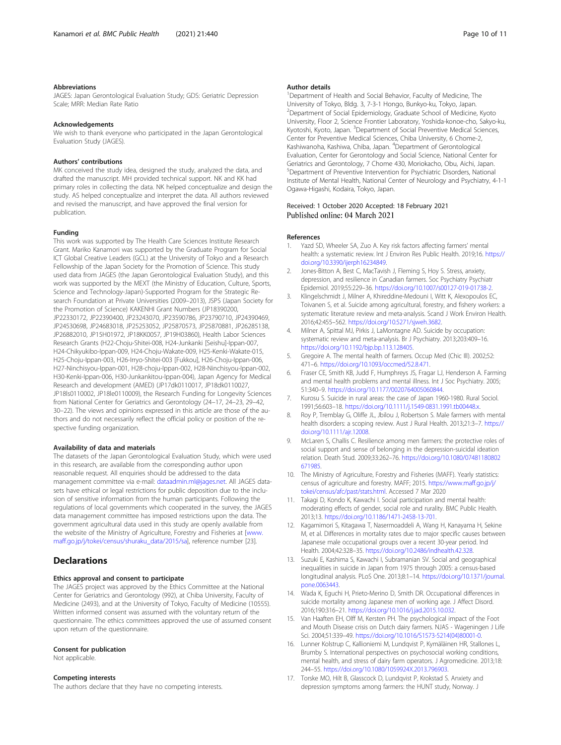### Abbreviations

JAGES: Japan Gerontological Evaluation Study; GDS: Geriatric Depression Scale; MRR: Median Rate Ratio

### Acknowledgements

We wish to thank everyone who participated in the Japan Gerontological Evaluation Study (JAGES).

### Authors' contributions

MK conceived the study idea, designed the study, analyzed the data, and drafted the manuscript. MH provided technical support. NK and KK had primary roles in collecting the data. NK helped conceptualize and design the study. AS helped conceptualize and interpret the data. All authors reviewed and revised the manuscript, and have approved the final version for publication.

### Funding

This work was supported by The Health Care Sciences Institute Research Grant. Mariko Kanamori was supported by the Graduate Program for Social ICT Global Creative Leaders (GCL) at the University of Tokyo and a Research Fellowship of the Japan Society for the Promotion of Science. This study used data from JAGES (the Japan Gerontological Evaluation Study), and this work was supported by the MEXT (the Ministry of Education, Culture, Sports, Science and Technology-Japan)-Supported Program for the Strategic Research Foundation at Private Universities (2009–2013), JSPS (Japan Society for the Promotion of Science) KAKENHI Grant Numbers (JP18390200, JP22330172, JP22390400, JP23243070, JP23590786, JP23790710, JP24390469, JP24530698, JP24683018, JP25253052, JP25870573, JP25870881, JP26285138, JP26882010, JP15H01972, JP18KK0057, JP19H03860), Health Labor Sciences Research Grants (H22-Choju-Shitei-008, H24-Junkanki [Seishu]-Ippan-007, H24-Chikyukibo-Ippan-009, H24-Choju-Wakate-009, H25-Kenki-Wakate-015, H25-Choju-Ippan-003, H26-Irryo-Shitei-003 [Fukkou], H26-Choju-Ippan-006, H27-Ninchisyou-Ippan-001, H28-choju-Ippan-002, H28-Ninchisyou-Ippan-002, H30-Kenki-Ippan-006, H30-Junkankitou-Ippan-004), Japan Agency for Medical Research and development (AMED) (JP17dk0110017, JP18dk0110027, JP18ls0110002, JP18le0110009), the Research Funding for Longevity Sciences from National Center for Geriatrics and Gerontology (24–17, 24–23, 29–42, 30–22). The views and opinions expressed in this article are those of the authors and do not necessarily reflect the official policy or position of the respective funding organization.

### Availability of data and materials

The datasets of the Japan Gerontological Evaluation Study, which were used in this research, are available from the corresponding author upon reasonable request. All enquiries should be addressed to the data management committee via e-mail: dataadmin.ml@jages.net. All JAGES datasets have ethical or legal restrictions for public deposition due to the inclusion of sensitive information from the human participants. Following the regulations of local governments which cooperated in the survey, the JAGES data management committee has imposed restrictions upon the data. The government agricultural data used in this study are openly available from the website of the Ministry of Agriculture, Forestry and Fisheries at [www.maff.go.jp/j/tokei/census/shuraku_data/2015/sa], reference number [23].

## Declarations

### Ethics approval and consent to participate

The JAGES project was approved by the Ethics Committee at the National Center for Geriatrics and Gerontology (992), at Chiba University, Faculty of Medicine (2493), and at the University of Tokyo, Faculty of Medicine (10555). Written informed consent was assumed with the voluntary return of the questionnaire. The ethics committees approved the use of assumed consent upon return of the questionnaire.

### Consent for publication

Not applicable.

### Competing interests

The authors declare that they have no competing interests.

### Author details

[1]Department of Health and Social Behavior, Faculty of Medicine, The University of Tokyo, Bldg. 3, 7-3-1 Hongo, Bunkyo-ku, Tokyo, Japan. [2]Department of Social Epidemiology, Graduate School of Medicine, Kyoto University, Floor 2, Science Frontier Laboratory, Yoshida-konoe-cho, Sakyo-ku, Kyotoshi, Kyoto, Japan. [3]Department of Social Preventive Medical Sciences, Center for Preventive Medical Sciences, Chiba University, 6 Chome-2, Kashiwanoha, Kashiwa, Chiba, Japan. [4]Department of Gerontological Evaluation, Center for Gerontology and Social Science, National Center for Geriatrics and Gerontology, 7 Chome 430, Moriokacho, Obu, Aichi, Japan. [5]Department of Preventive Intervention for Psychiatric Disorders, National Institute of Mental Health, National Center of Neurology and Psychiatry, 4-1-1 Ogawa-Higashi, Kodaira, Tokyo, Japan.

Received: 1 October 2020 Accepted: 18 February 2021
Published online: 04 March 2021

### References

1. Yazd SD, Wheeler SA, Zuo A. Key risk factors affecting farmers' mental health: a systematic review. Int J Environ Res Public Health. 2019;16. https://doi.org/10.3390/ijerph16234849.
2. Jones-Bitton A, Best C, MacTavish J, Fleming S, Hoy S. Stress, anxiety, depression, and resilience in Canadian farmers. Soc Psychiatry Psychiatr Epidemiol. 2019;55:229–36. https://doi.org/10.1007/s00127-019-01738-2.
3. Klingelschmidt J, Milner A, Khireddine-Medouni I, Witt K, Alexopoulos EC, Toivanen S, et al. Suicide among agricultural, forestry, and fishery workers: a systematic literature review and meta-analysis. Scand J Work Environ Health. 2016;42:455–562. https://doi.org/10.5271/sjweh.3682.
4. Milner A, Spittal MJ, Pirkis J, LaMontagne AD. Suicide by occupation: systematic review and meta-analysis. Br J Psychiatry. 2013;203:409–16. https://doi.org/10.1192/bjp.bp.113.128405.
5. Gregoire A. The mental health of farmers. Occup Med (Chic Ill). 2002;52:471–6. https://doi.org/10.1093/occmed/52.8.471.
6. Fraser CE, Smith KB, Judd F, Humphreys JS, Fragar LJ, Henderson A. Farming and mental health problems and mental illness. Int J Soc Psychiatry. 2005;51:340–9. https://doi.org/10.1177/0020764005060844.
7. Kurosu S. Suicide in rural areas: the case of Japan 1960-1980. Rural Sociol. 1991;56:603–18. https://doi.org/10.1111/j.1549-0831.1991.tb00448.x.
8. Roy P, Tremblay G, Oliffe JL, Jbilou J, Robertson S. Male farmers with mental health disorders: a scoping review. Aust J Rural Health. 2013;21:3–7. https://doi.org/10.1111/ajr.12008.
9. McLaren S, Challis C. Resilience among men farmers: the protective roles of social support and sense of belonging in the depression-suicidal ideation relation. Death Stud. 2009;33:262–76. https://doi.org/10.1080/07481180802671985.
10. The Ministry of Agriculture, Forestry and Fisheries (MAFF). Yearly statistics: census of agriculture and forestry. MAFF; 2015. https://www.maff.go.jp/j/tokei/census/afc/past/stats.html. Accessed 7 Mar 2020
11. Takagi D, Kondo K, Kawachi I. Social participation and mental health: moderating effects of gender, social role and rurality. BMC Public Health. 2013;13. https://doi.org/10.1186/1471-2458-13-701.
12. Kagamimori S, Kitagawa T, Nasermoaddeli A, Wang H, Kanayama H, Sekine M, et al. Differences in mortality rates due to major specific causes between Japanese male occupational groups over a recent 30-year period. Ind Health. 2004;42:328–35. https://doi.org/10.2486/indhealth.42.328.
13. Suzuki E, Kashima S, Kawachi I, Subramanian SV. Social and geographical inequalities in suicide in Japan from 1975 through 2005: a census-based longitudinal analysis. PLoS One. 2013;8:1–14. https://doi.org/10.1371/journal.pone.0063443.
14. Wada K, Eguchi H, Prieto-Merino D, Smith DR. Occupational differences in suicide mortality among Japanese men of working age. J Affect Disord. 2016;190:316–21. https://doi.org/10.1016/j.jad.2015.10.032.
15. Van Haaften EH, Olff M, Kersten PH. The psychological impact of the Foot and Mouth Disease crisis on Dutch dairy farmers. NJAS - Wageningen J Life Sci. 2004;51:339–49. https://doi.org/10.1016/S1573-5214(04)80001-0.
16. Lunner Kolstrup C, Kallioniemi M, Lundqvist P, Kymäläinen HR, Stallones L, Brumby S. International perspectives on psychosocial working conditions, mental health, and stress of dairy farm operators. J Agromedicine. 2013;18:244–55. https://doi.org/10.1080/1059924X.2013.796903.
17. Torske MO, Hilt B, Glasscock D, Lundqvist P, Krokstad S. Anxiety and depression symptoms among farmers: the HUNT study, Norway. J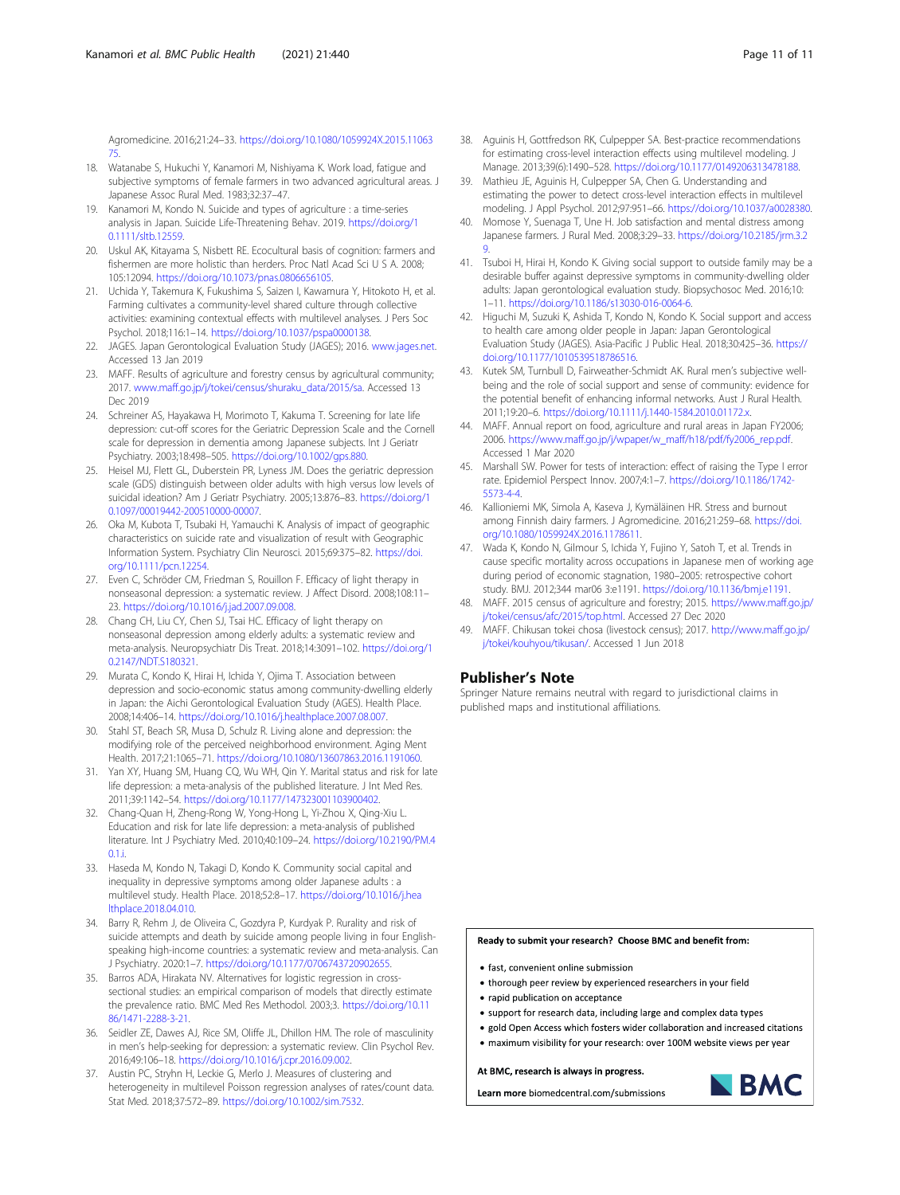Agromedicine. 2016;21:24–33. https://doi.org/10.1080/1059924X.2015.1106375.

18. Watanabe S, Hukuchi Y, Kanamori M, Nishiyama K. Work load, fatigue and subjective symptoms of female farmers in two advanced agricultural areas. J Japanese Assoc Rural Med. 1983;32:37–47.
19. Kanamori M, Kondo N. Suicide and types of agriculture : a time-series analysis in Japan. Suicide Life-Threatening Behav. 2019. https://doi.org/10.1111/sltb.12559.
20. Uskul AK, Kitayama S, Nisbett RE. Ecocultural basis of cognition: farmers and fishermen are more holistic than herders. Proc Natl Acad Sci U S A. 2008; 105:12094. https://doi.org/10.1073/pnas.0806656105.
21. Uchida Y, Takemura K, Fukushima S, Saizen I, Kawamura Y, Hitokoto H, et al. Farming cultivates a community-level shared culture through collective activities: examining contextual effects with multilevel analyses. J Pers Soc Psychol. 2018;116:1–14. https://doi.org/10.1037/pspa0000138.
22. JAGES. Japan Gerontological Evaluation Study (JAGES); 2016. www.jages.net. Accessed 13 Jan 2019
23. MAFF. Results of agriculture and forestry census by agricultural community; 2017. www.maff.go.jp/j/tokei/census/shuraku_data/2015/sa. Accessed 13 Dec 2019
24. Schreiner AS, Hayakawa H, Morimoto T, Kakuma T. Screening for late life depression: cut-off scores for the Geriatric Depression Scale and the Cornell scale for depression in dementia among Japanese subjects. Int J Geriatr Psychiatry. 2003;18:498–505. https://doi.org/10.1002/gps.880.
25. Heisel MJ, Flett GL, Duberstein PR, Lyness JM. Does the geriatric depression scale (GDS) distinguish between older adults with high versus low levels of suicidal ideation? Am J Geriatr Psychiatry. 2005;13:876–83. https://doi.org/10.1097/00019442-200510000-00007.
26. Oka M, Kubota T, Tsubaki H, Yamauchi K. Analysis of impact of geographic characteristics on suicide rate and visualization of result with Geographic Information System. Psychiatry Clin Neurosci. 2015;69:375–82. https://doi.org/10.1111/pcn.12254.
27. Even C, Schröder CM, Friedman S, Rouillon F. Efficacy of light therapy in nonseasonal depression: a systematic review. J Affect Disord. 2008;108:11–23. https://doi.org/10.1016/j.jad.2007.09.008.
28. Chang CH, Liu CY, Chen SJ, Tsai HC. Efficacy of light therapy on nonseasonal depression among elderly adults: a systematic review and meta-analysis. Neuropsychiatr Dis Treat. 2018;14:3091–102. https://doi.org/10.2147/NDT.S180321.
29. Murata C, Kondo K, Hirai H, Ichida Y, Ojima T. Association between depression and socio-economic status among community-dwelling elderly in Japan: the Aichi Gerontological Evaluation Study (AGES). Health Place. 2008;14:406–14. https://doi.org/10.1016/j.healthplace.2007.08.007.
30. Stahl ST, Beach SR, Musa D, Schulz R. Living alone and depression: the modifying role of the perceived neighborhood environment. Aging Ment Health. 2017;21:1065–71. https://doi.org/10.1080/13607863.2016.1191060.
31. Yan XY, Huang SM, Huang CQ, Wu WH, Qin Y. Marital status and risk for late life depression: a meta-analysis of the published literature. J Int Med Res. 2011;39:1142–54. https://doi.org/10.1177/147323001103900402.
32. Chang-Quan H, Zheng-Rong W, Yong-Hong L, Yi-Zhou X, Qing-Xiu L. Education and risk for late life depression: a meta-analysis of published literature. Int J Psychiatry Med. 2010;40:109–24. https://doi.org/10.2190/PM.40.1.i.
33. Haseda M, Kondo N, Takagi D, Kondo K. Community social capital and inequality in depressive symptoms among older Japanese adults : a multilevel study. Health Place. 2018;52:8–17. https://doi.org/10.1016/j.healthplace.2018.04.010.
34. Barry R, Rehm J, de Oliveira C, Gozdyra P, Kurdyak P. Rurality and risk of suicide attempts and death by suicide among people living in four English-speaking high-income countries: a systematic review and meta-analysis. Can J Psychiatry. 2020:1–7. https://doi.org/10.1177/0706743720902655.
35. Barros ADA, Hirakata NV. Alternatives for logistic regression in cross-sectional studies: an empirical comparison of models that directly estimate the prevalence ratio. BMC Med Res Methodol. 2003;3. https://doi.org/10.1186/1471-2288-3-21.
36. Seidler ZE, Dawes AJ, Rice SM, Oliffe JL, Dhillon HM. The role of masculinity in men's help-seeking for depression: a systematic review. Clin Psychol Rev. 2016;49:106–18. https://doi.org/10.1016/j.cpr.2016.09.002.
37. Austin PC, Stryhn H, Leckie G, Merlo J. Measures of clustering and heterogeneity in multilevel Poisson regression analyses of rates/count data. Stat Med. 2018;37:572–89. https://doi.org/10.1002/sim.7532.
38. Aguinis H, Gottfredson RK, Culpepper SA. Best-practice recommendations for estimating cross-level interaction effects using multilevel modeling. J Manage. 2013;39(6):1490–528. https://doi.org/10.1177/0149206313478188.
39. Mathieu JE, Aguinis H, Culpepper SA, Chen G. Understanding and estimating the power to detect cross-level interaction effects in multilevel modeling. J Appl Psychol. 2012;97:951–66. https://doi.org/10.1037/a0028380.
40. Momose Y, Suenaga T, Une H. Job satisfaction and mental distress among Japanese farmers. J Rural Med. 2008;3:29–33. https://doi.org/10.2185/jrm.3.29.
41. Tsuboi H, Hirai H, Kondo K. Giving social support to outside family may be a desirable buffer against depressive symptoms in community-dwelling older adults: Japan gerontological evaluation study. Biopsychosoc Med. 2016;10: 1–11. https://doi.org/10.1186/s13030-016-0064-6.
42. Higuchi M, Suzuki K, Ashida T, Kondo N, Kondo K. Social support and access to health care among older people in Japan: Japan Gerontological Evaluation Study (JAGES). Asia-Pacific J Public Heal. 2018;30:425–36. https://doi.org/10.1177/1010539518786516.
43. Kutek SM, Turnbull D, Fairweather-Schmidt AK. Rural men's subjective well-being and the role of social support and sense of community: evidence for the potential benefit of enhancing informal networks. Aust J Rural Health. 2011;19:20–6. https://doi.org/10.1111/j.1440-1584.2010.01172.x.
44. MAFF. Annual report on food, agriculture and rural areas in Japan FY2006; 2006. https://www.maff.go.jp/j/wpaper/w_maff/h18/pdf/fy2006_rep.pdf. Accessed 1 Mar 2020
45. Marshall SW. Power for tests of interaction: effect of raising the Type I error rate. Epidemiol Perspect Innov. 2007;4:1–7. https://doi.org/10.1186/1742-5573-4-4.
46. Kallioniemi MK, Simola A, Kaseva J, Kymäläinen HR. Stress and burnout among Finnish dairy farmers. J Agromedicine. 2016;21:259–68. https://doi.org/10.1080/1059924X.2016.1178611.
47. Wada K, Kondo N, Gilmour S, Ichida Y, Fujino Y, Satoh T, et al. Trends in cause specific mortality across occupations in Japanese men of working age during period of economic stagnation, 1980–2005: retrospective cohort study. BMJ. 2012;344 mar06 3:e1191. https://doi.org/10.1136/bmj.e1191.
48. MAFF. 2015 census of agriculture and forestry; 2015. https://www.maff.go.jp/j/tokei/census/afc/2015/top.html. Accessed 27 Dec 2020
49. MAFF. Chikusan tokei chosa (livestock census); 2017. http://www.maff.go.jp/j/tokei/kouhyou/tikusan/. Accessed 1 Jun 2018

## Publisher's Note

Springer Nature remains neutral with regard to jurisdictional claims in published maps and institutional affiliations.

**Ready to submit your research? Choose BMC and benefit from:**

- fast, convenient online submission
- thorough peer review by experienced researchers in your field
- rapid publication on acceptance
- support for research data, including large and complex data types
- gold Open Access which fosters wider collaboration and increased citations
- maximum visibility for your research: over 100M website views per year

**At BMC, research is always in progress.**

**Learn more** biomedcentral.com/submissions

BMC